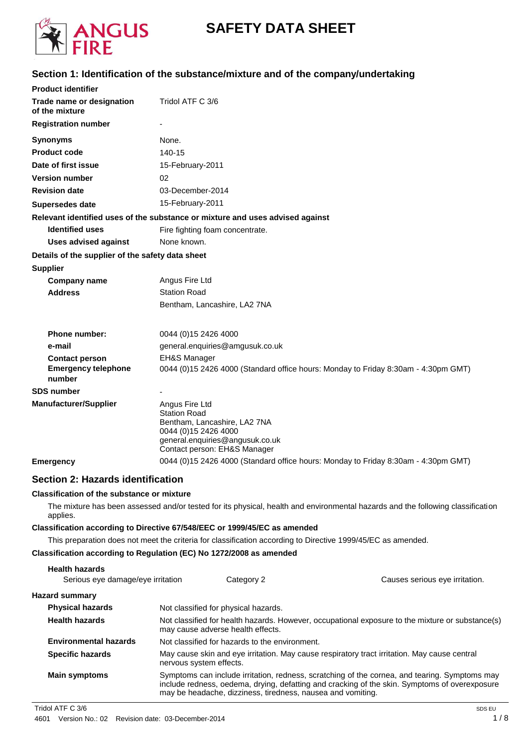# SAFETY DATA SHEET

## Section 1: Identification of the substance/mixture and of the company/undertaking

**Product identifier**

| | |
|---|---|
| **Trade name or designation of the mixture** | Tridol ATF C 3/6 |
| **Registration number** | - |
| **Synonyms** | None. |
| **Product code** | 140-15 |
| **Date of first issue** | 15-February-2011 |
| **Version number** | 02 |
| **Revision date** | 03-December-2014 |
| **Supersedes date** | 15-February-2011 |

**Relevant identified uses of the substance or mixture and uses advised against**

| | |
|---|---|
| **Identified uses** | Fire fighting foam concentrate. |
| **Uses advised against** | None known. |

**Details of the supplier of the safety data sheet**

**Supplier**

| | |
|---|---|
| **Company name** | Angus Fire Ltd |
| **Address** | Station Road<br>Bentham, Lancashire, LA2 7NA |
| **Phone number:** | 0044 (0)15 2426 4000 |
| **e-mail** | general.enquiries@amgusuk.co.uk |
| **Contact person** | EH&S Manager |
| **Emergency telephone number** | 0044 (0)15 2426 4000 (Standard office hours: Monday to Friday 8:30am - 4:30pm GMT) |
| **SDS number** | - |
| **Manufacturer/Supplier** | Angus Fire Ltd<br>Station Road<br>Bentham, Lancashire, LA2 7NA<br>0044 (0)15 2426 4000<br>general.enquiries@angusuk.co.uk<br>Contact person: EH&S Manager |
| **Emergency** | 0044 (0)15 2426 4000 (Standard office hours: Monday to Friday 8:30am - 4:30pm GMT) |

## Section 2: Hazards identification

**Classification of the substance or mixture**

The mixture has been assessed and/or tested for its physical, health and environmental hazards and the following classification applies.

**Classification according to Directive 67/548/EEC or 1999/45/EC as amended**

This preparation does not meet the criteria for classification according to Directive 1999/45/EC as amended.

**Classification according to Regulation (EC) No 1272/2008 as amended**

**Health hazards**

| | | |
|---|---|---|
| Serious eye damage/eye irritation | Category 2 | Causes serious eye irritation. |

**Hazard summary**

| | |
|---|---|
| **Physical hazards** | Not classified for physical hazards. |
| **Health hazards** | Not classified for health hazards. However, occupational exposure to the mixture or substance(s) may cause adverse health effects. |
| **Environmental hazards** | Not classified for hazards to the environment. |
| **Specific hazards** | May cause skin and eye irritation. May cause respiratory tract irritation. May cause central nervous system effects. |
| **Main symptoms** | Symptoms can include irritation, redness, scratching of the cornea, and tearing. Symptoms may include redness, oedema, drying, defatting and cracking of the skin. Symptoms of overexposure may be headache, dizziness, tiredness, nausea and vomiting. |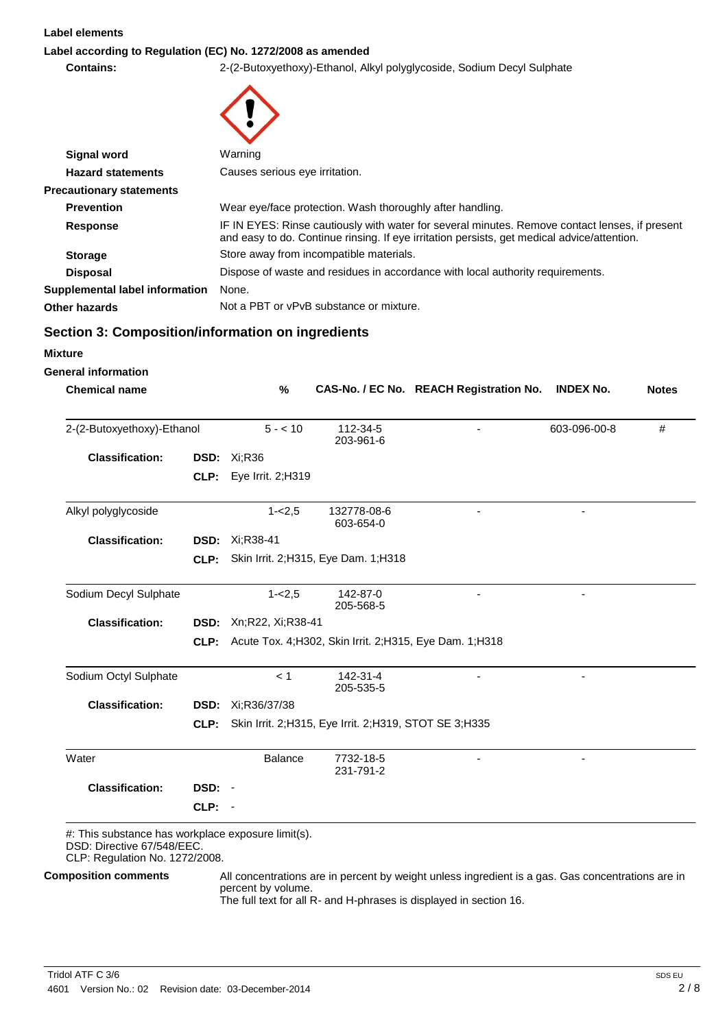### Label elements

**Label according to Regulation (EC) No. 1272/2008 as amended**

| | |
|---|---|
| **Contains:** | 2-(2-Butoxyethoxy)-Ethanol, Alkyl polyglycoside, Sodium Decyl Sulphate |
| **Signal word** | Warning |
| **Hazard statements** | Causes serious eye irritation. |
| **Precautionary statements** | |
| **Prevention** | Wear eye/face protection. Wash thoroughly after handling. |
| **Response** | IF IN EYES: Rinse cautiously with water for several minutes. Remove contact lenses, if present and easy to do. Continue rinsing. If eye irritation persists, get medical advice/attention. |
| **Storage** | Store away from incompatible materials. |
| **Disposal** | Dispose of waste and residues in accordance with local authority requirements. |
| **Supplemental label information** | None. |
| **Other hazards** | Not a PBT or vPvB substance or mixture. |

## Section 3: Composition/information on ingredients

**Mixture**

**General information**

| Chemical name | | % | CAS-No. / EC No. | REACH Registration No. | INDEX No. | Notes |
|---|---|---|---|---|---|---|
| 2-(2-Butoxyethoxy)-Ethanol | | 5 - < 10 | 112-34-5 203-961-6 | - | 603-096-00-8 | # |
| **Classification:** | **DSD:** | Xi;R36 | | | | |
| | **CLP:** | Eye Irrit. 2;H319 | | | | |
| Alkyl polyglycoside | | 1-<2,5 | 132778-08-6 603-654-0 | - | - | |
| **Classification:** | **DSD:** | Xi;R38-41 | | | | |
| | **CLP:** | Skin Irrit. 2;H315, Eye Dam. 1;H318 | | | | |
| Sodium Decyl Sulphate | | 1-<2,5 | 142-87-0 205-568-5 | - | - | |
| **Classification:** | **DSD:** | Xn;R22, Xi;R38-41 | | | | |
| | **CLP:** | Acute Tox. 4;H302, Skin Irrit. 2;H315, Eye Dam. 1;H318 | | | | |
| Sodium Octyl Sulphate | | < 1 | 142-31-4 205-535-5 | - | - | |
| **Classification:** | **DSD:** | Xi;R36/37/38 | | | | |
| | **CLP:** | Skin Irrit. 2;H315, Eye Irrit. 2;H319, STOT SE 3;H335 | | | | |
| Water | | Balance | 7732-18-5 231-791-2 | - | - | |
| **Classification:** | **DSD:** | - | | | | |
| | **CLP:** | - | | | | |

#: This substance has workplace exposure limit(s).
DSD: Directive 67/548/EEC.
CLP: Regulation No. 1272/2008.

**Composition comments**

All concentrations are in percent by weight unless ingredient is a gas. Gas concentrations are in percent by volume.
The full text for all R- and H-phrases is displayed in section 16.

Tridol ATF C 3/6
4601 Version No.: 02 Revision date: 03-December-2014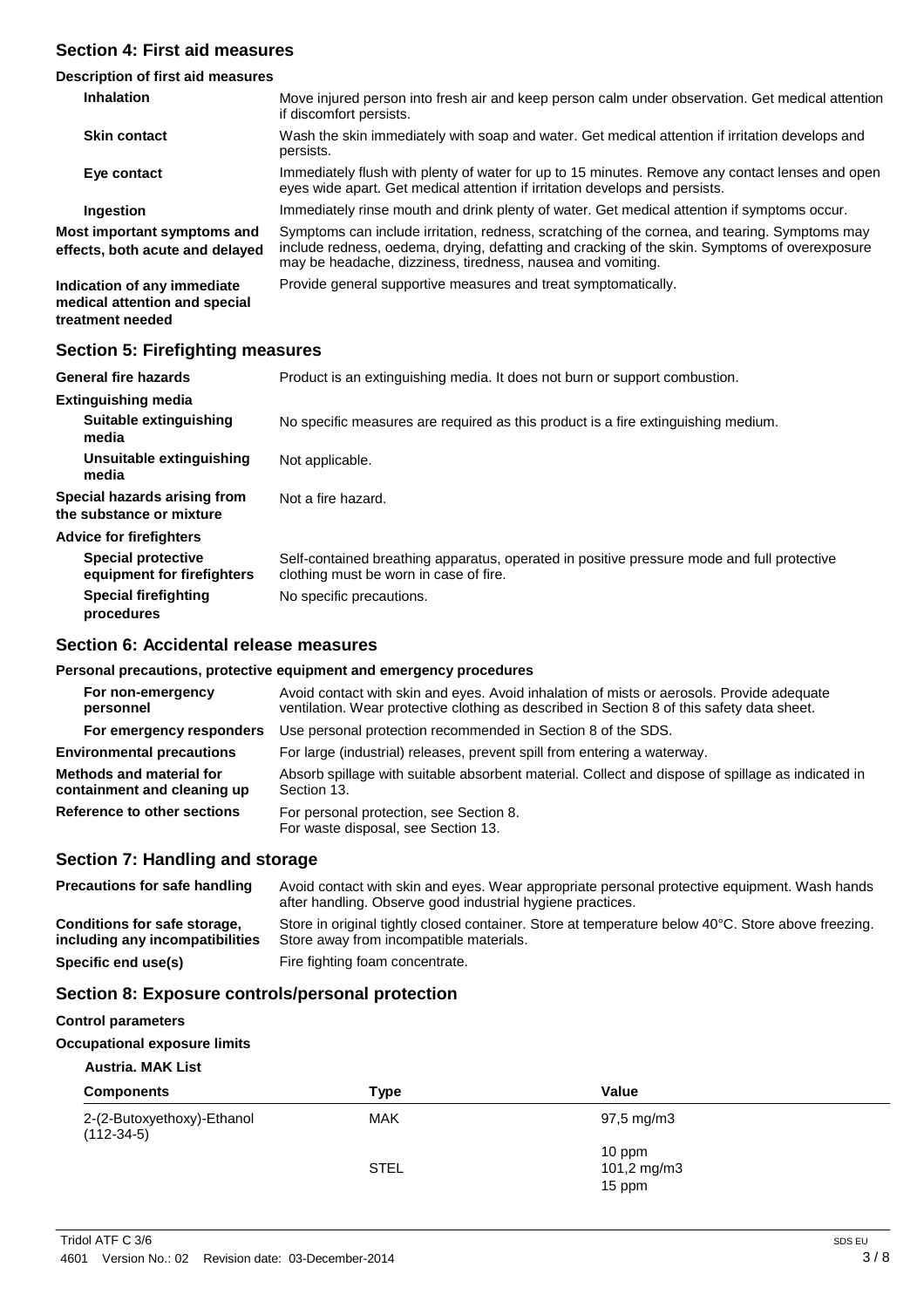## Section 4: First aid measures

### Description of first aid measures

**Inhalation**
Move injured person into fresh air and keep person calm under observation. Get medical attention if discomfort persists.

**Skin contact**
Wash the skin immediately with soap and water. Get medical attention if irritation develops and persists.

**Eye contact**
Immediately flush with plenty of water for up to 15 minutes. Remove any contact lenses and open eyes wide apart. Get medical attention if irritation develops and persists.

**Ingestion**
Immediately rinse mouth and drink plenty of water. Get medical attention if symptoms occur.

**Most important symptoms and effects, both acute and delayed**
Symptoms can include irritation, redness, scratching of the cornea, and tearing. Symptoms may include redness, oedema, drying, defatting and cracking of the skin. Symptoms of overexposure may be headache, dizziness, tiredness, nausea and vomiting.

**Indication of any immediate medical attention and special treatment needed**
Provide general supportive measures and treat symptomatically.

## Section 5: Firefighting measures

**General fire hazards**
Product is an extinguishing media. It does not burn or support combustion.

### Extinguishing media

**Suitable extinguishing media**
No specific measures are required as this product is a fire extinguishing medium.

**Unsuitable extinguishing media**
Not applicable.

**Special hazards arising from the substance or mixture**
Not a fire hazard.

### Advice for firefighters

**Special protective equipment for firefighters**
Self-contained breathing apparatus, operated in positive pressure mode and full protective clothing must be worn in case of fire.

**Special firefighting procedures**
No specific precautions.

## Section 6: Accidental release measures

### Personal precautions, protective equipment and emergency procedures

**For non-emergency personnel**
Avoid contact with skin and eyes. Avoid inhalation of mists or aerosols. Provide adequate ventilation. Wear protective clothing as described in Section 8 of this safety data sheet.

**For emergency responders**
Use personal protection recommended in Section 8 of the SDS.

**Environmental precautions**
For large (industrial) releases, prevent spill from entering a waterway.

**Methods and material for containment and cleaning up**
Absorb spillage with suitable absorbent material. Collect and dispose of spillage as indicated in Section 13.

**Reference to other sections**
For personal protection, see Section 8.
For waste disposal, see Section 13.

## Section 7: Handling and storage

**Precautions for safe handling**
Avoid contact with skin and eyes. Wear appropriate personal protective equipment. Wash hands after handling. Observe good industrial hygiene practices.

**Conditions for safe storage, including any incompatibilities**
Store in original tightly closed container. Store at temperature below 40°C. Store above freezing. Store away from incompatible materials.

**Specific end use(s)**
Fire fighting foam concentrate.

## Section 8: Exposure controls/personal protection

### Control parameters

### Occupational exposure limits

**Austria. MAK List**

| Components | Type | Value |
|---|---|---|
| 2-(2-Butoxyethoxy)-Ethanol (112-34-5) | MAK | 97,5 mg/m3 |
| | | 10 ppm |
| | STEL | 101,2 mg/m3 |
| | | 15 ppm |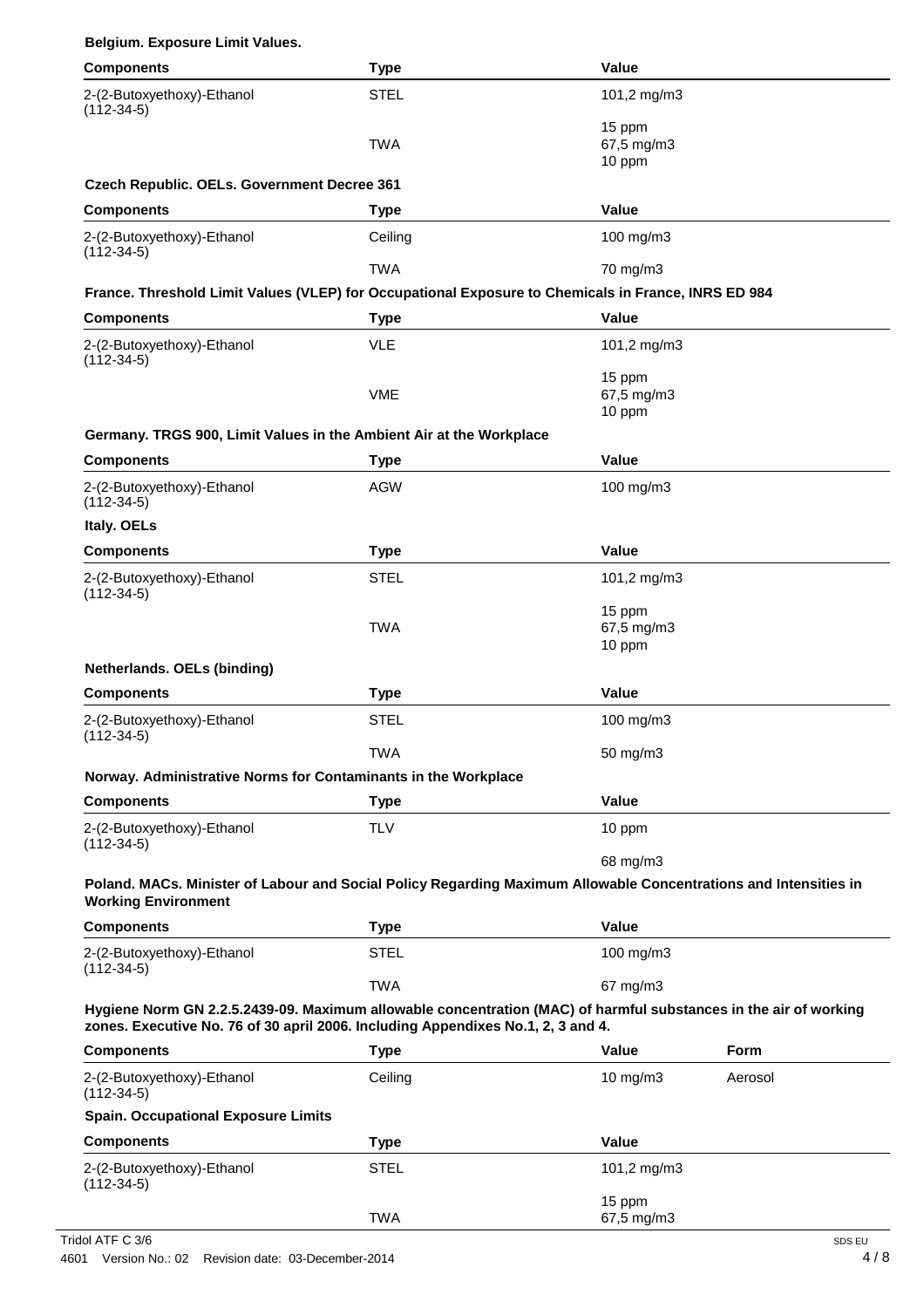**Belgium. Exposure Limit Values.**

| Components | Type | Value |
| --- | --- | --- |
| 2-(2-Butoxyethoxy)-Ethanol (112-34-5) | STEL | 101,2 mg/m3 |
| | | 15 ppm |
| | TWA | 67,5 mg/m3 |
| | | 10 ppm |

**Czech Republic. OELs. Government Decree 361**

| Components | Type | Value |
| --- | --- | --- |
| 2-(2-Butoxyethoxy)-Ethanol (112-34-5) | Ceiling | 100 mg/m3 |
| | TWA | 70 mg/m3 |

**France. Threshold Limit Values (VLEP) for Occupational Exposure to Chemicals in France, INRS ED 984**

| Components | Type | Value |
| --- | --- | --- |
| 2-(2-Butoxyethoxy)-Ethanol (112-34-5) | VLE | 101,2 mg/m3 |
| | | 15 ppm |
| | VME | 67,5 mg/m3 |
| | | 10 ppm |

**Germany. TRGS 900, Limit Values in the Ambient Air at the Workplace**

| Components | Type | Value |
| --- | --- | --- |
| 2-(2-Butoxyethoxy)-Ethanol (112-34-5) | AGW | 100 mg/m3 |

**Italy. OELs**

| Components | Type | Value |
| --- | --- | --- |
| 2-(2-Butoxyethoxy)-Ethanol (112-34-5) | STEL | 101,2 mg/m3 |
| | | 15 ppm |
| | TWA | 67,5 mg/m3 |
| | | 10 ppm |

**Netherlands. OELs (binding)**

| Components | Type | Value |
| --- | --- | --- |
| 2-(2-Butoxyethoxy)-Ethanol (112-34-5) | STEL | 100 mg/m3 |
| | TWA | 50 mg/m3 |

**Norway. Administrative Norms for Contaminants in the Workplace**

| Components | Type | Value |
| --- | --- | --- |
| 2-(2-Butoxyethoxy)-Ethanol (112-34-5) | TLV | 10 ppm |
| | | 68 mg/m3 |

**Poland. MACs. Minister of Labour and Social Policy Regarding Maximum Allowable Concentrations and Intensities in Working Environment**

| Components | Type | Value |
| --- | --- | --- |
| 2-(2-Butoxyethoxy)-Ethanol (112-34-5) | STEL | 100 mg/m3 |
| | TWA | 67 mg/m3 |

**Hygiene Norm GN 2.2.5.2439-09. Maximum allowable concentration (MAC) of harmful substances in the air of working zones. Executive No. 76 of 30 april 2006. Including Appendixes No.1, 2, 3 and 4.**

| Components | Type | Value | Form |
| --- | --- | --- | --- |
| 2-(2-Butoxyethoxy)-Ethanol (112-34-5) | Ceiling | 10 mg/m3 | Aerosol |

**Spain. Occupational Exposure Limits**

| Components | Type | Value |
| --- | --- | --- |
| 2-(2-Butoxyethoxy)-Ethanol (112-34-5) | STEL | 101,2 mg/m3 |
| | | 15 ppm |
| | TWA | 67,5 mg/m3 |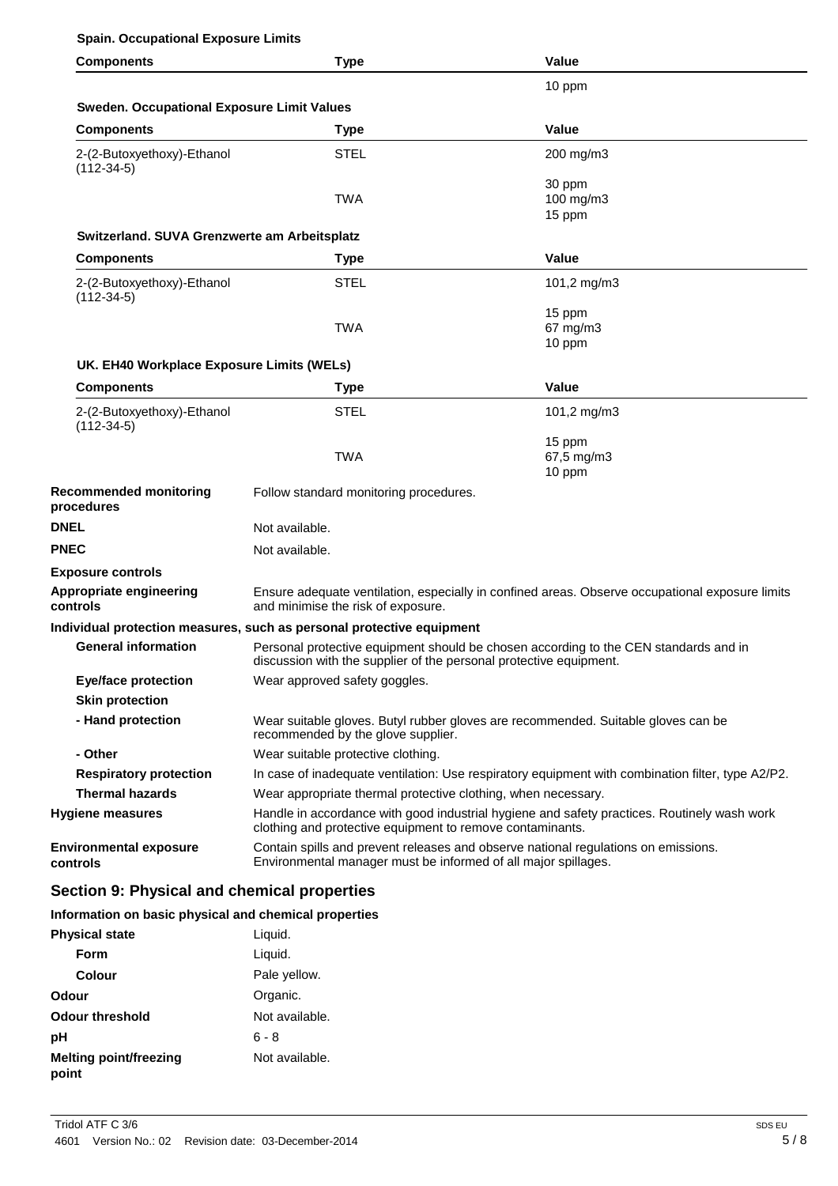**Spain. Occupational Exposure Limits**

| Components | Type | Value |
| --- | --- | --- |
| | | 10 ppm |

**Sweden. Occupational Exposure Limit Values**

| Components | Type | Value |
| --- | --- | --- |
| 2-(2-Butoxyethoxy)-Ethanol (112-34-5) | STEL | 200 mg/m3 |
| | | 30 ppm |
| | TWA | 100 mg/m3 |
| | | 15 ppm |

**Switzerland. SUVA Grenzwerte am Arbeitsplatz**

| Components | Type | Value |
| --- | --- | --- |
| 2-(2-Butoxyethoxy)-Ethanol (112-34-5) | STEL | 101,2 mg/m3 |
| | | 15 ppm |
| | TWA | 67 mg/m3 |
| | | 10 ppm |

**UK. EH40 Workplace Exposure Limits (WELs)**

| Components | Type | Value |
| --- | --- | --- |
| 2-(2-Butoxyethoxy)-Ethanol (112-34-5) | STEL | 101,2 mg/m3 |
| | | 15 ppm |
| | TWA | 67,5 mg/m3 |
| | | 10 ppm |

**Recommended monitoring procedures** Follow standard monitoring procedures.

**DNEL** Not available.

**PNEC** Not available.

**Exposure controls**

**Appropriate engineering controls** Ensure adequate ventilation, especially in confined areas. Observe occupational exposure limits and minimise the risk of exposure.

**Individual protection measures, such as personal protective equipment**

**General information** Personal protective equipment should be chosen according to the CEN standards and in discussion with the supplier of the personal protective equipment.

**Eye/face protection** Wear approved safety goggles.

**Skin protection**

**- Hand protection** Wear suitable gloves. Butyl rubber gloves are recommended. Suitable gloves can be recommended by the glove supplier.

**- Other** Wear suitable protective clothing.

**Respiratory protection** In case of inadequate ventilation: Use respiratory equipment with combination filter, type A2/P2.

**Thermal hazards** Wear appropriate thermal protective clothing, when necessary.

**Hygiene measures** Handle in accordance with good industrial hygiene and safety practices. Routinely wash work clothing and protective equipment to remove contaminants.

**Environmental exposure controls** Contain spills and prevent releases and observe national regulations on emissions. Environmental manager must be informed of all major spillages.

## Section 9: Physical and chemical properties

**Information on basic physical and chemical properties**

**Physical state** Liquid.

**Form** Liquid.

**Colour** Pale yellow.

**Odour** Organic.

**Odour threshold** Not available.

**pH** 6 - 8

**Melting point/freezing point** Not available.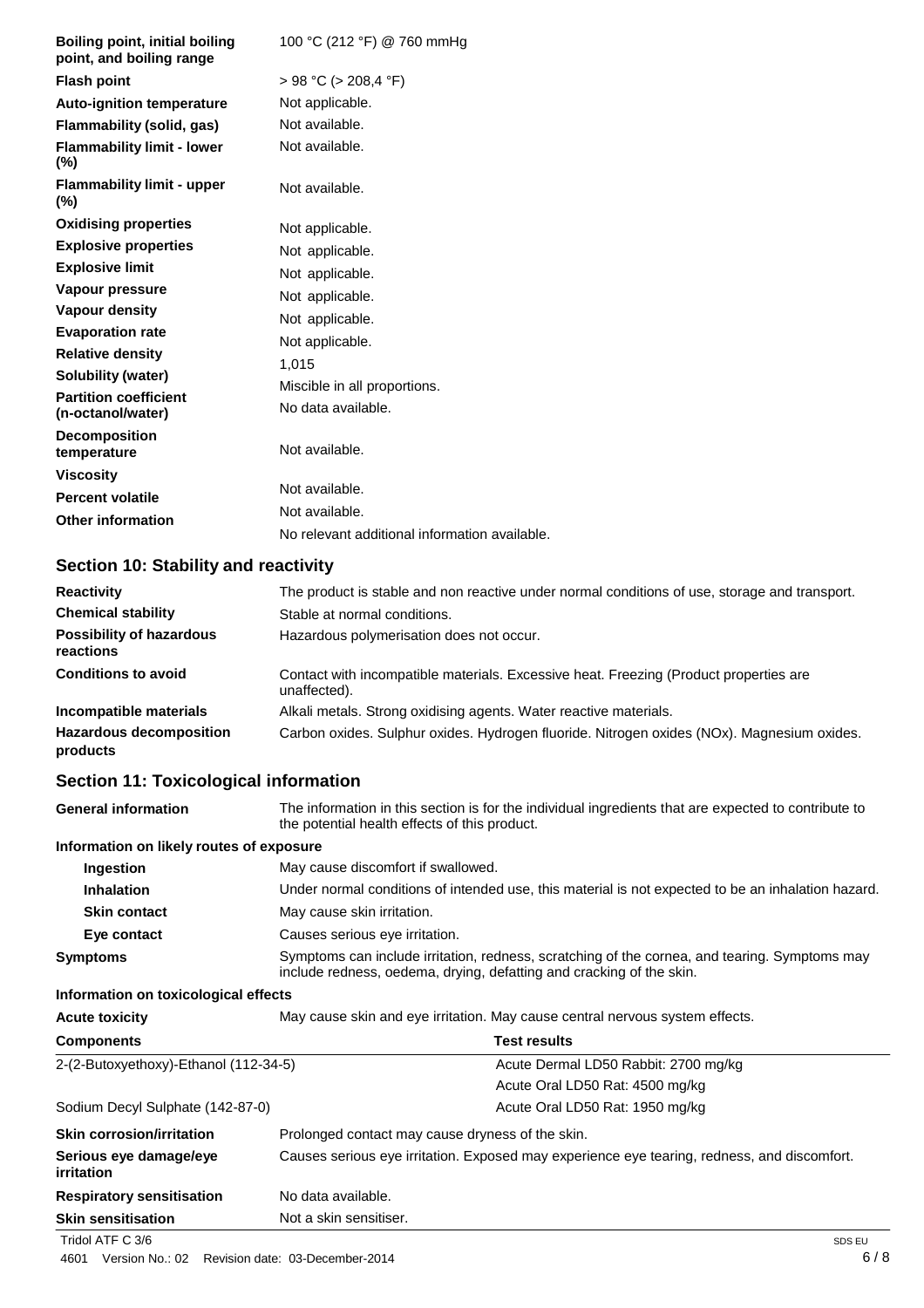| | |
|---|---|
| **Boiling point, initial boiling point, and boiling range** | 100 °C (212 °F) @ 760 mmHg |
| **Flash point** | > 98 °C (> 208,4 °F) |
| **Auto-ignition temperature** | Not applicable. |
| **Flammability (solid, gas)** | Not available. |
| **Flammability limit - lower (%)** | Not available. |
| **Flammability limit - upper (%)** | Not available. |
| **Oxidising properties** | Not applicable. |
| **Explosive properties** | Not applicable. |
| **Explosive limit** | Not applicable. |
| **Vapour pressure** | Not applicable. |
| **Vapour density** | Not applicable. |
| **Evaporation rate** | Not applicable. |
| **Relative density** | 1,015 |
| **Solubility (water)** | Miscible in all proportions. |
| **Partition coefficient (n-octanol/water)** | No data available. |
| **Decomposition temperature** | Not available. |
| **Viscosity** | Not available. |
| **Percent volatile** | Not available. |
| **Other information** | No relevant additional information available. |

## Section 10: Stability and reactivity

| | |
|---|---|
| **Reactivity** | The product is stable and non reactive under normal conditions of use, storage and transport. |
| **Chemical stability** | Stable at normal conditions. |
| **Possibility of hazardous reactions** | Hazardous polymerisation does not occur. |
| **Conditions to avoid** | Contact with incompatible materials. Excessive heat. Freezing (Product properties are unaffected). |
| **Incompatible materials** | Alkali metals. Strong oxidising agents. Water reactive materials. |
| **Hazardous decomposition products** | Carbon oxides. Sulphur oxides. Hydrogen fluoride. Nitrogen oxides (NOx). Magnesium oxides. |

## Section 11: Toxicological information

**General information** The information in this section is for the individual ingredients that are expected to contribute to the potential health effects of this product.

**Information on likely routes of exposure**

| | |
|---|---|
| **Ingestion** | May cause discomfort if swallowed. |
| **Inhalation** | Under normal conditions of intended use, this material is not expected to be an inhalation hazard. |
| **Skin contact** | May cause skin irritation. |
| **Eye contact** | Causes serious eye irritation. |
| **Symptoms** | Symptoms can include irritation, redness, scratching of the cornea, and tearing. Symptoms may include redness, oedema, drying, defatting and cracking of the skin. |

**Information on toxicological effects**

**Acute toxicity** May cause skin and eye irritation. May cause central nervous system effects.

| Components | Test results |
|---|---|
| 2-(2-Butoxyethoxy)-Ethanol (112-34-5) | Acute Dermal LD50 Rabbit: 2700 mg/kg |
| | Acute Oral LD50 Rat: 4500 mg/kg |
| Sodium Decyl Sulphate (142-87-0) | Acute Oral LD50 Rat: 1950 mg/kg |

| | |
|---|---|
| **Skin corrosion/irritation** | Prolonged contact may cause dryness of the skin. |
| **Serious eye damage/eye irritation** | Causes serious eye irritation. Exposed may experience eye tearing, redness, and discomfort. |
| **Respiratory sensitisation** | No data available. |
| **Skin sensitisation** | Not a skin sensitiser. |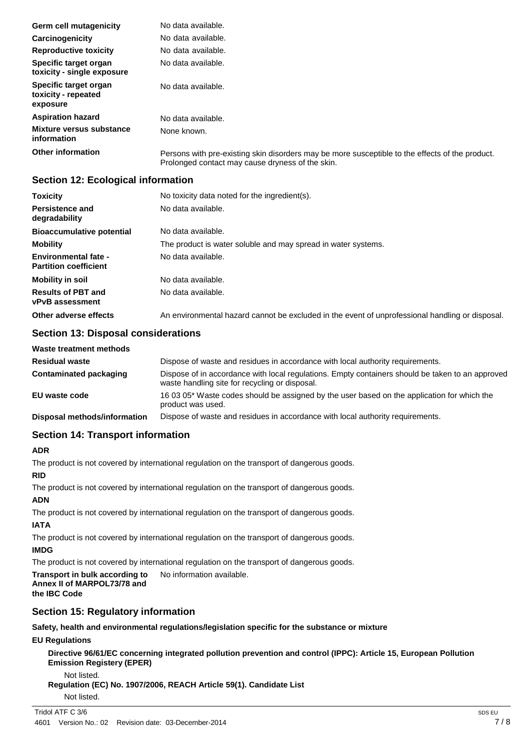| | |
|---|---|
| **Germ cell mutagenicity** | No data available. |
| **Carcinogenicity** | No data available. |
| **Reproductive toxicity** | No data available. |
| **Specific target organ toxicity - single exposure** | No data available. |
| **Specific target organ toxicity - repeated exposure** | No data available. |
| **Aspiration hazard** | No data available. |
| **Mixture versus substance information** | None known. |
| **Other information** | Persons with pre-existing skin disorders may be more susceptible to the effects of the product. Prolonged contact may cause dryness of the skin. |

## Section 12: Ecological information

| | |
|---|---|
| **Toxicity** | No toxicity data noted for the ingredient(s). |
| **Persistence and degradability** | No data available. |
| **Bioaccumulative potential** | No data available. |
| **Mobility** | The product is water soluble and may spread in water systems. |
| **Environmental fate - Partition coefficient** | No data available. |
| **Mobility in soil** | No data available. |
| **Results of PBT and vPvB assessment** | No data available. |
| **Other adverse effects** | An environmental hazard cannot be excluded in the event of unprofessional handling or disposal. |

## Section 13: Disposal considerations

**Waste treatment methods**

| | |
|---|---|
| **Residual waste** | Dispose of waste and residues in accordance with local authority requirements. |
| **Contaminated packaging** | Dispose of in accordance with local regulations. Empty containers should be taken to an approved waste handling site for recycling or disposal. |
| **EU waste code** | 16 03 05* Waste codes should be assigned by the user based on the application for which the product was used. |
| **Disposal methods/information** | Dispose of waste and residues in accordance with local authority requirements. |

## Section 14: Transport information

**ADR**

The product is not covered by international regulation on the transport of dangerous goods.

**RID**

The product is not covered by international regulation on the transport of dangerous goods.

**ADN**

The product is not covered by international regulation on the transport of dangerous goods.

**IATA**

The product is not covered by international regulation on the transport of dangerous goods.

**IMDG**

The product is not covered by international regulation on the transport of dangerous goods.

**Transport in bulk according to Annex II of MARPOL73/78 and the IBC Code** No information available.

## Section 15: Regulatory information

**Safety, health and environmental regulations/legislation specific for the substance or mixture**

**EU Regulations**

**Directive 96/61/EC concerning integrated pollution prevention and control (IPPC): Article 15, European Pollution Emission Registery (EPER)**

Not listed.

**Regulation (EC) No. 1907/2006, REACH Article 59(1). Candidate List**

Not listed.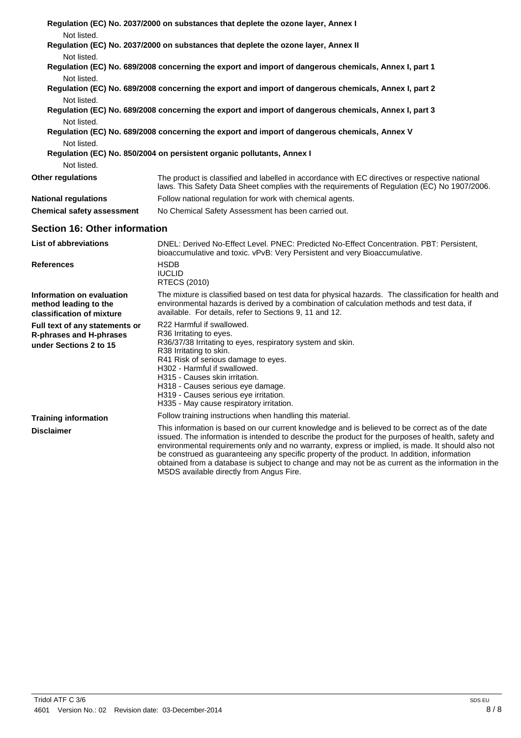**Regulation (EC) No. 2037/2000 on substances that deplete the ozone layer, Annex I**

Not listed.

**Regulation (EC) No. 2037/2000 on substances that deplete the ozone layer, Annex II**

Not listed.

**Regulation (EC) No. 689/2008 concerning the export and import of dangerous chemicals, Annex I, part 1**

Not listed.

**Regulation (EC) No. 689/2008 concerning the export and import of dangerous chemicals, Annex I, part 2**

Not listed.

**Regulation (EC) No. 689/2008 concerning the export and import of dangerous chemicals, Annex I, part 3**

Not listed.

**Regulation (EC) No. 689/2008 concerning the export and import of dangerous chemicals, Annex V**

Not listed.

**Regulation (EC) No. 850/2004 on persistent organic pollutants, Annex I**

Not listed.

**Other regulations**
The product is classified and labelled in accordance with EC directives or respective national laws. This Safety Data Sheet complies with the requirements of Regulation (EC) No 1907/2006.

**National regulations**
Follow national regulation for work with chemical agents.

**Chemical safety assessment**
No Chemical Safety Assessment has been carried out.

## Section 16: Other information

**List of abbreviations**
DNEL: Derived No-Effect Level. PNEC: Predicted No-Effect Concentration. PBT: Persistent, bioaccumulative and toxic. vPvB: Very Persistent and very Bioaccumulative.

**References**
HSDB
IUCLID
RTECS (2010)

**Information on evaluation method leading to the classification of mixture**
The mixture is classified based on test data for physical hazards. The classification for health and environmental hazards is derived by a combination of calculation methods and test data, if available. For details, refer to Sections 9, 11 and 12.

**Full text of any statements or R-phrases and H-phrases under Sections 2 to 15**
R22 Harmful if swallowed.
R36 Irritating to eyes.
R36/37/38 Irritating to eyes, respiratory system and skin.
R38 Irritating to skin.
R41 Risk of serious damage to eyes.
H302 - Harmful if swallowed.
H315 - Causes skin irritation.
H318 - Causes serious eye damage.
H319 - Causes serious eye irritation.
H335 - May cause respiratory irritation.

**Training information**
Follow training instructions when handling this material.

**Disclaimer**
This information is based on our current knowledge and is believed to be correct as of the date issued. The information is intended to describe the product for the purposes of health, safety and environmental requirements only and no warranty, express or implied, is made. It should also not be construed as guaranteeing any specific property of the product. In addition, information obtained from a database is subject to change and may not be as current as the information in the MSDS available directly from Angus Fire.